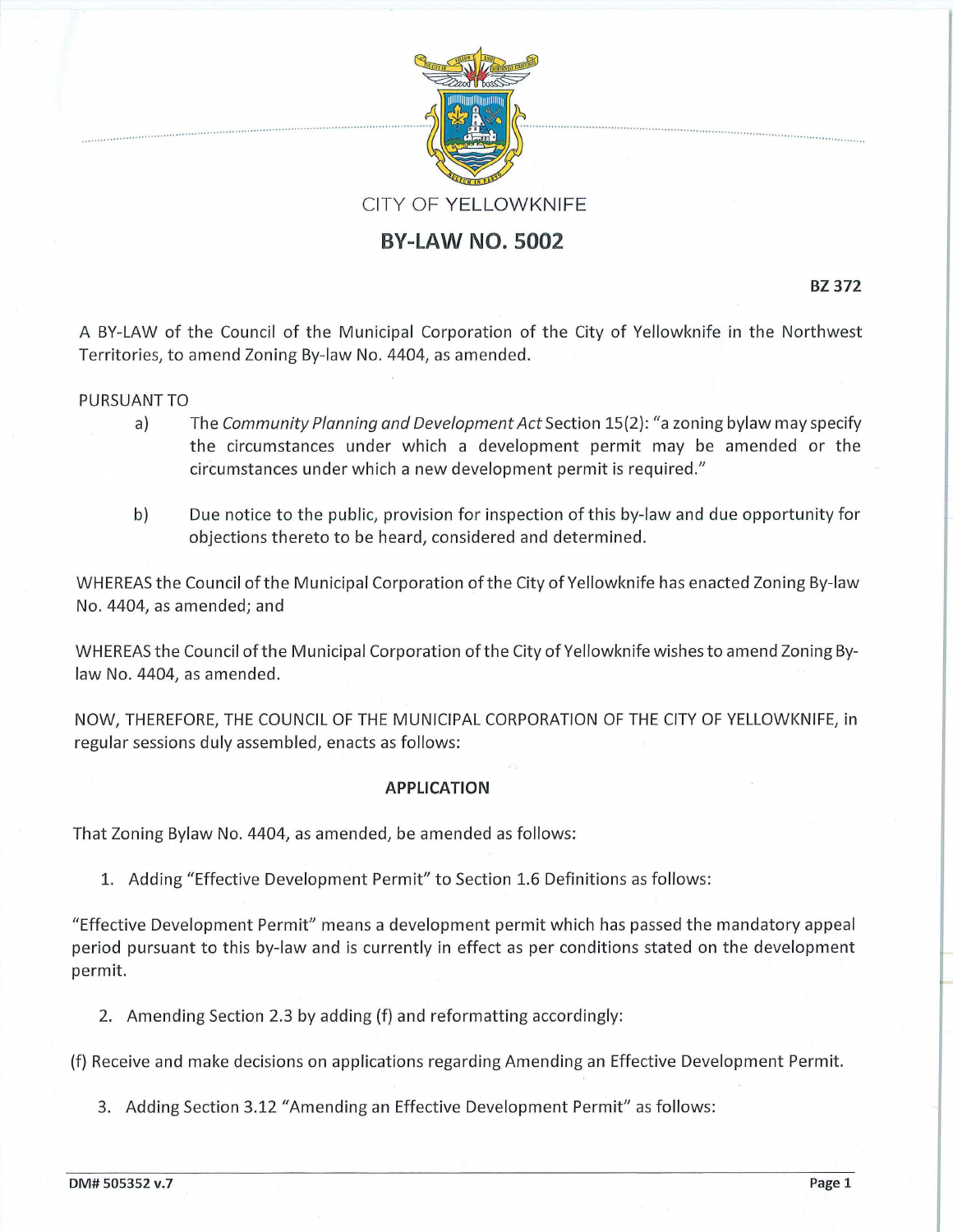CITY OF YELLOWKNIFE

# BY-LAW NO. 5002

**BZ 372**

A BY-LAW of the Council of the Municipal Corporation of the City of Yellowknife in the Northwest Territories, to amend Zoning By-law No. 4404, as amended.

PURSUANT TO

a) The *Community Planning and Development Act* Section 15(2): "a zoning bylaw may specify the circumstances under which a development permit may be amended or the circumstances under which a new development permit is required."

b) Due notice to the public, provision for inspection of this by-law and due opportunity for objections thereto to be heard, considered and determined.

WHEREAS the Council of the Municipal Corporation of the City of Yellowknife has enacted Zoning By-law No. 4404, as amended; and

WHEREAS the Council of the Municipal Corporation of the City of Yellowknife wishes to amend Zoning By-law No. 4404, as amended.

NOW, THEREFORE, THE COUNCIL OF THE MUNICIPAL CORPORATION OF THE CITY OF YELLOWKNIFE, in regular sessions duly assembled, enacts as follows:

## APPLICATION

That Zoning Bylaw No. 4404, as amended, be amended as follows:

1. Adding "Effective Development Permit" to Section 1.6 Definitions as follows:

"Effective Development Permit" means a development permit which has passed the mandatory appeal period pursuant to this by-law and is currently in effect as per conditions stated on the development permit.

2. Amending Section 2.3 by adding (f) and reformatting accordingly:

(f) Receive and make decisions on applications regarding Amending an Effective Development Permit.

3. Adding Section 3.12 "Amending an Effective Development Permit" as follows: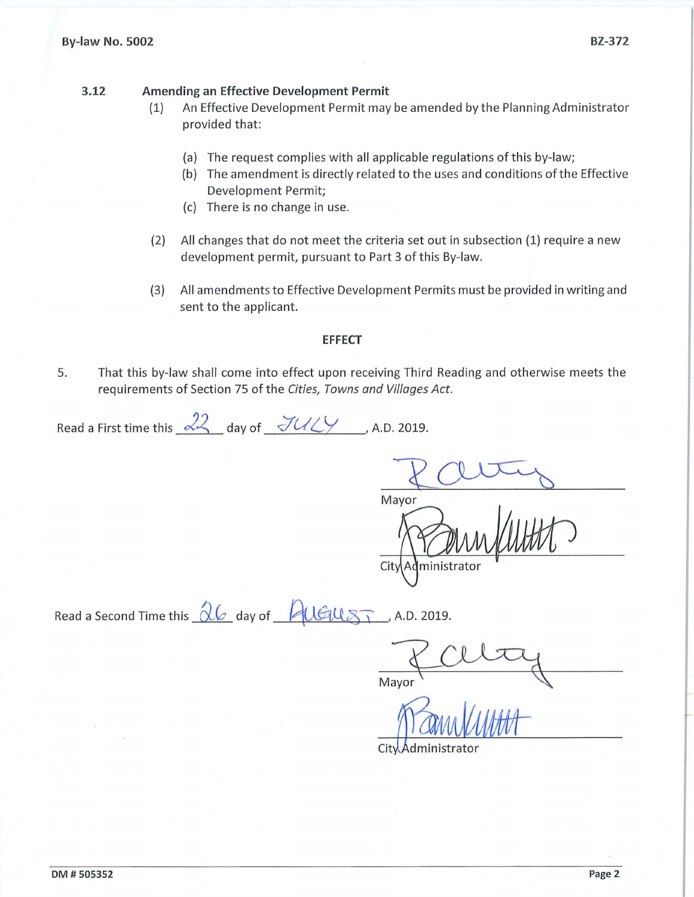### 3.12 Amending an Effective Development Permit

(1) An Effective Development Permit may be amended by the Planning Administrator provided that:

(a) The request complies with all applicable regulations of this by-law;
(b) The amendment is directly related to the uses and conditions of the Effective Development Permit;
(c) There is no change in use.

(2) All changes that do not meet the criteria set out in subsection (1) require a new development permit, pursuant to Part 3 of this By-law.

(3) All amendments to Effective Development Permits must be provided in writing and sent to the applicant.

## EFFECT

5. That this by-law shall come into effect upon receiving Third Reading and otherwise meets the requirements of Section 75 of the *Cities, Towns and Villages Act.*

Read a First time this 22 day of JULY, A.D. 2019.

_______________
Mayor

_______________
City Administrator

Read a Second Time this 26 day of AUGUST, A.D. 2019.

_______________
Mayor

_______________
City Administrator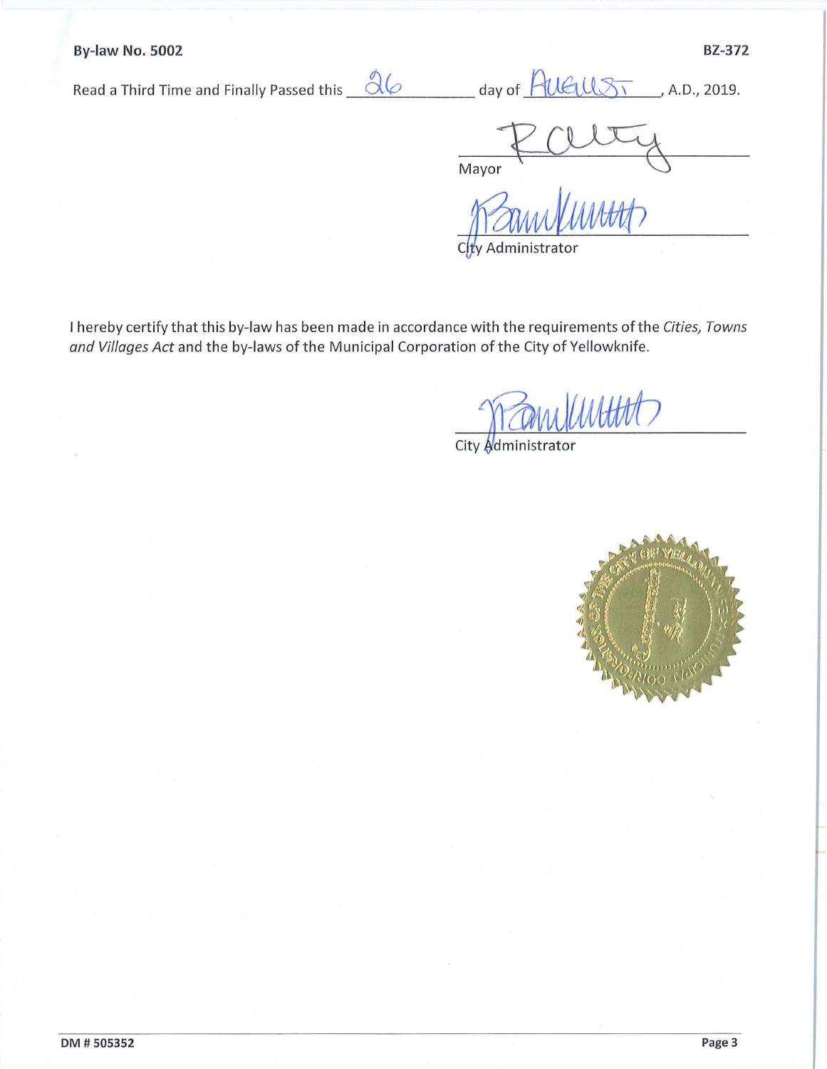**By-law No. 5002** **BZ-372**

Read a Third Time and Finally Passed this 26 day of August, A.D., 2019.

Mayor

City Administrator

I hereby certify that this by-law has been made in accordance with the requirements of the *Cities, Towns and Villages Act* and the by-laws of the Municipal Corporation of the City of Yellowknife.

City Administrator

DM # 505352